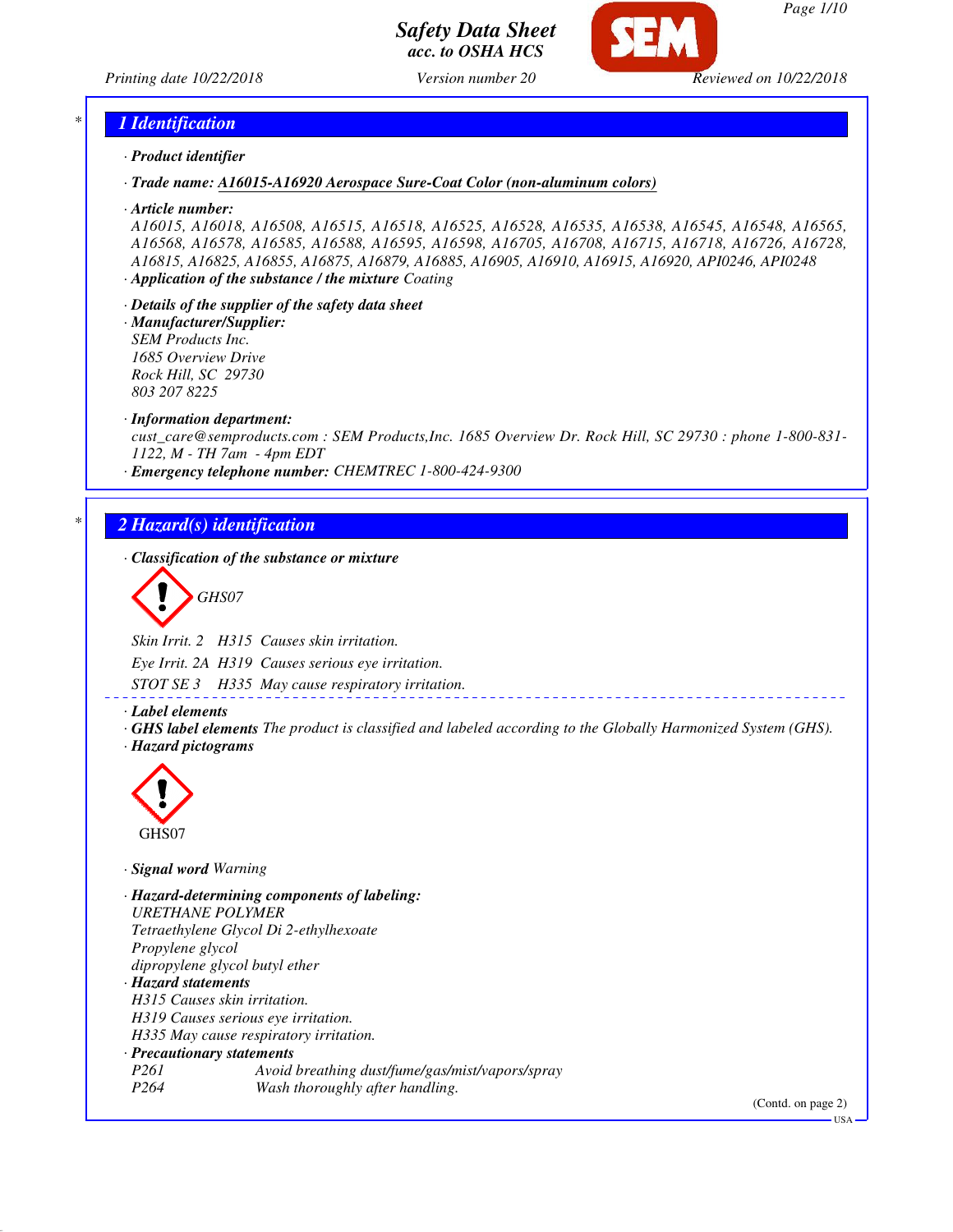# Safety Data Sheet
**acc. to OSHA HCS**

Printing date 10/22/2018 Version number 20 Reviewed on 10/22/2018

## 1 Identification

· **Product identifier**

· **Trade name: A16015-A16920 Aerospace Sure-Coat Color (non-aluminum colors)**

· **Article number:**
A16015, A16018, A16508, A16515, A16518, A16525, A16528, A16535, A16538, A16545, A16548, A16565, A16568, A16578, A16585, A16588, A16595, A16598, A16705, A16708, A16715, A16718, A16726, A16728, A16815, A16825, A16855, A16875, A16879, A16885, A16905, A16910, A16915, A16920, API0246, API0248

· **Application of the substance / the mixture** Coating

· **Details of the supplier of the safety data sheet**

· **Manufacturer/Supplier:**
SEM Products Inc.
1685 Overview Drive
Rock Hill, SC 29730
803 207 8225

· **Information department:**
cust_care@semproducts.com : SEM Products,Inc. 1685 Overview Dr. Rock Hill, SC 29730 : phone 1-800-831-1122, M - TH 7am - 4pm EDT

· **Emergency telephone number:** CHEMTREC 1-800-424-9300

## 2 Hazard(s) identification

· **Classification of the substance or mixture**

GHS07

Skin Irrit. 2 H315 Causes skin irritation.

Eye Irrit. 2A H319 Causes serious eye irritation.

STOT SE 3 H335 May cause respiratory irritation.

· **Label elements**

· **GHS label elements** The product is classified and labeled according to the Globally Harmonized System (GHS).

· **Hazard pictograms**

GHS07

· **Signal word** Warning

· **Hazard-determining components of labeling:**
URETHANE POLYMER
Tetraethylene Glycol Di 2-ethylhexoate
Propylene glycol
dipropylene glycol butyl ether

· **Hazard statements**
H315 Causes skin irritation.
H319 Causes serious eye irritation.
H335 May cause respiratory irritation.

· **Precautionary statements**

P261 Avoid breathing dust/fume/gas/mist/vapors/spray
P264 Wash thoroughly after handling.

(Contd. on page 2)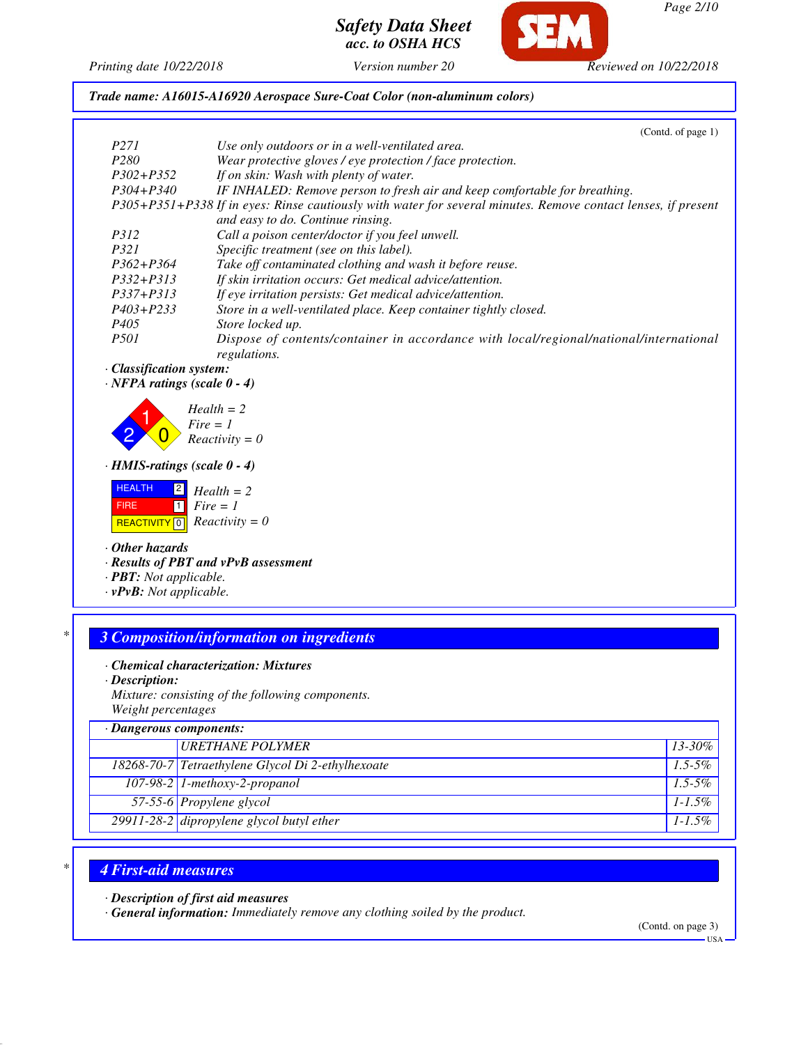Trade name: A16015-A16920 Aerospace Sure-Coat Color (non-aluminum colors)

(Contd. of page 1)

| | |
|---|---|
| P271 | Use only outdoors or in a well-ventilated area. |
| P280 | Wear protective gloves / eye protection / face protection. |
| P302+P352 | If on skin: Wash with plenty of water. |
| P304+P340 | IF INHALED: Remove person to fresh air and keep comfortable for breathing. |
| P305+P351+P338 | If in eyes: Rinse cautiously with water for several minutes. Remove contact lenses, if present and easy to do. Continue rinsing. |
| P312 | Call a poison center/doctor if you feel unwell. |
| P321 | Specific treatment (see on this label). |
| P362+P364 | Take off contaminated clothing and wash it before reuse. |
| P332+P313 | If skin irritation occurs: Get medical advice/attention. |
| P337+P313 | If eye irritation persists: Get medical advice/attention. |
| P403+P233 | Store in a well-ventilated place. Keep container tightly closed. |
| P405 | Store locked up. |
| P501 | Dispose of contents/container in accordance with local/regional/national/international regulations. |

· **Classification system:**
· **NFPA ratings (scale 0 - 4)**

Health = 2
Fire = 1
Reactivity = 0

· **HMIS-ratings (scale 0 - 4)**

| | | |
|---|---|---|
| HEALTH | 2 | Health = 2 |
| FIRE | 1 | Fire = 1 |
| REACTIVITY | 0 | Reactivity = 0 |

· **Other hazards**
· **Results of PBT and vPvB assessment**
· **PBT:** Not applicable.
· **vPvB:** Not applicable.

## 3 Composition/information on ingredients

· **Chemical characterization: Mixtures**
· **Description:**
Mixture: consisting of the following components.
Weight percentages

| · Dangerous components: | | |
|---|---|---|
| | URETHANE POLYMER | 13-30% |
| 18268-70-7 | Tetraethylene Glycol Di 2-ethylhexoate | 1.5-5% |
| 107-98-2 | 1-methoxy-2-propanol | 1.5-5% |
| 57-55-6 | Propylene glycol | 1-1.5% |
| 29911-28-2 | dipropylene glycol butyl ether | 1-1.5% |

## 4 First-aid measures

· **Description of first aid measures**
· **General information:** Immediately remove any clothing soiled by the product.

(Contd. on page 3)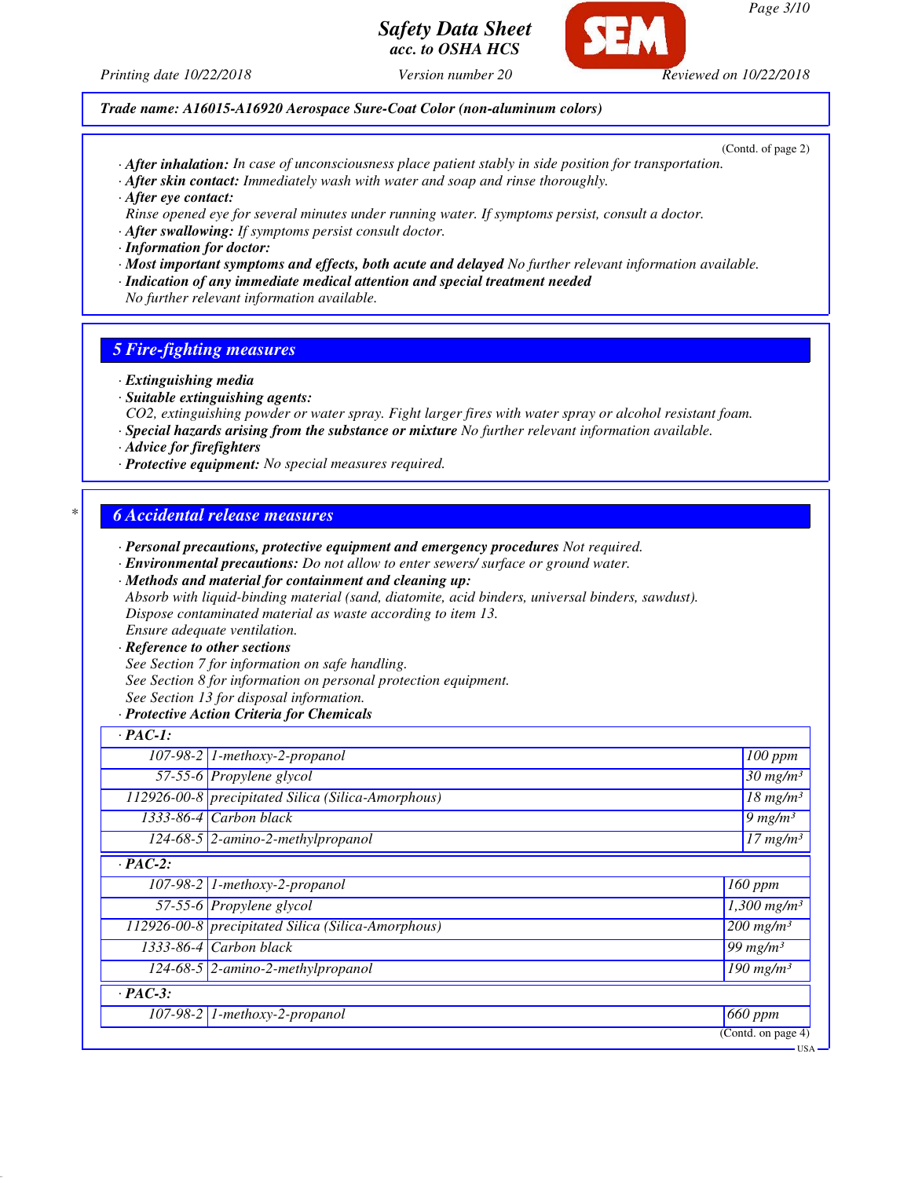**Trade name: A16015-A16920 Aerospace Sure-Coat Color (non-aluminum colors)**

(Contd. of page 2)

· **After inhalation:** In case of unconsciousness place patient stably in side position for transportation.
· **After skin contact:** Immediately wash with water and soap and rinse thoroughly.
· **After eye contact:**
Rinse opened eye for several minutes under running water. If symptoms persist, consult a doctor.
· **After swallowing:** If symptoms persist consult doctor.
· **Information for doctor:**
· **Most important symptoms and effects, both acute and delayed** No further relevant information available.
· **Indication of any immediate medical attention and special treatment needed**
No further relevant information available.

## 5 Fire-fighting measures

· **Extinguishing media**
· **Suitable extinguishing agents:**
CO2, extinguishing powder or water spray. Fight larger fires with water spray or alcohol resistant foam.
· **Special hazards arising from the substance or mixture** No further relevant information available.
· **Advice for firefighters**
· **Protective equipment:** No special measures required.

## 6 Accidental release measures

· **Personal precautions, protective equipment and emergency procedures** Not required.
· **Environmental precautions:** Do not allow to enter sewers/ surface or ground water.
· **Methods and material for containment and cleaning up:**
Absorb with liquid-binding material (sand, diatomite, acid binders, universal binders, sawdust).
Dispose contaminated material as waste according to item 13.
Ensure adequate ventilation.
· **Reference to other sections**
See Section 7 for information on safe handling.
See Section 8 for information on personal protection equipment.
See Section 13 for disposal information.
· **Protective Action Criteria for Chemicals**

| · **PAC-1:** | | |
|---|---|---|
| 107-98-2 | 1-methoxy-2-propanol | 100 ppm |
| 57-55-6 | Propylene glycol | 30 mg/m³ |
| 112926-00-8 | precipitated Silica (Silica-Amorphous) | 18 mg/m³ |
| 1333-86-4 | Carbon black | 9 mg/m³ |
| 124-68-5 | 2-amino-2-methylpropanol | 17 mg/m³ |
| · **PAC-2:** | | |
| 107-98-2 | 1-methoxy-2-propanol | 160 ppm |
| 57-55-6 | Propylene glycol | 1,300 mg/m³ |
| 112926-00-8 | precipitated Silica (Silica-Amorphous) | 200 mg/m³ |
| 1333-86-4 | Carbon black | 99 mg/m³ |
| 124-68-5 | 2-amino-2-methylpropanol | 190 mg/m³ |
| · **PAC-3:** | | |
| 107-98-2 | 1-methoxy-2-propanol | 660 ppm |

(Contd. on page 4)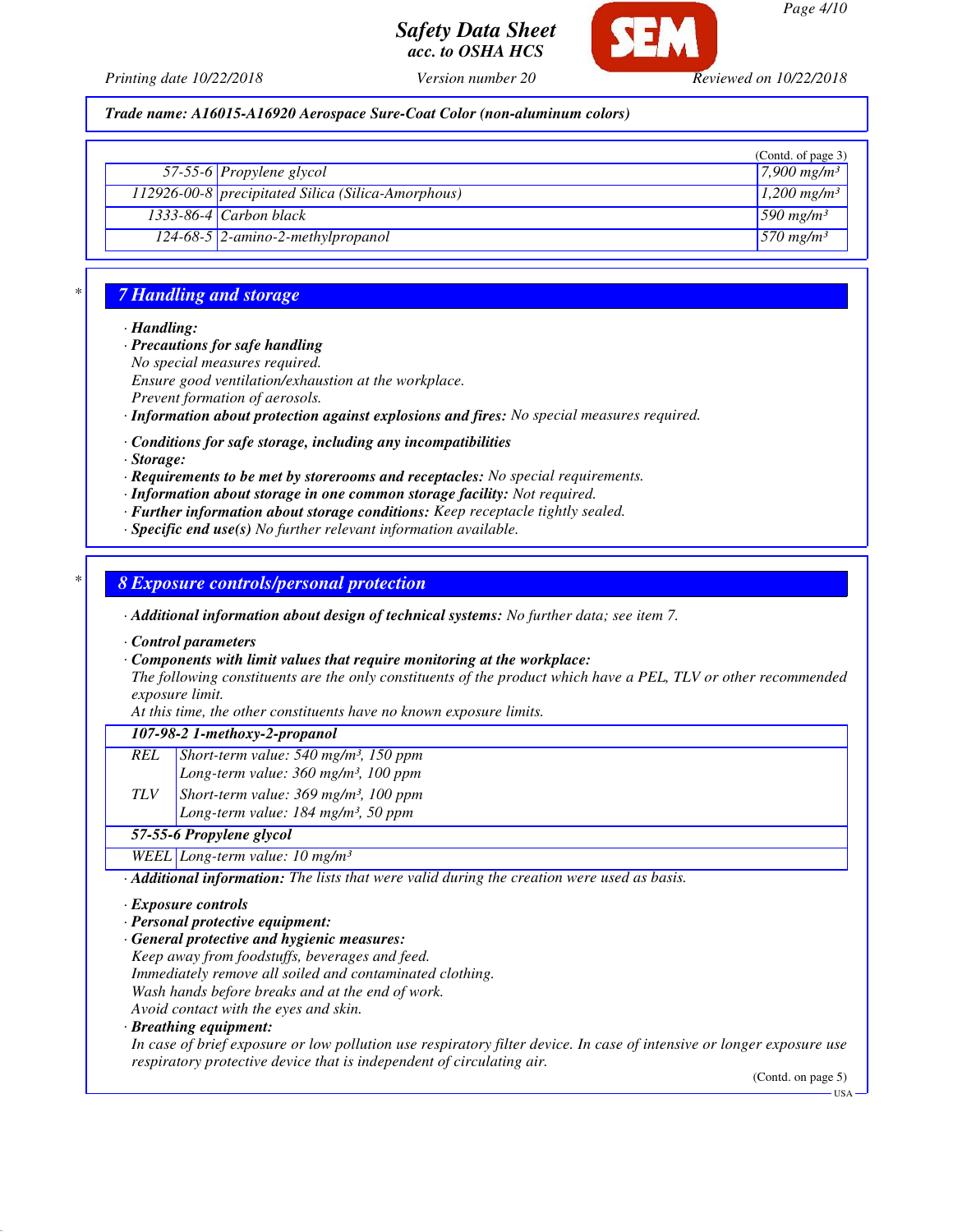**Trade name: A16015-A16920 Aerospace Sure-Coat Color (non-aluminum colors)**

(Contd. of page 3)

| | | |
|---|---|---|
| 57-55-6 | Propylene glycol | 7,900 mg/m³ |
| 112926-00-8 | precipitated Silica (Silica-Amorphous) | 1,200 mg/m³ |
| 1333-86-4 | Carbon black | 590 mg/m³ |
| 124-68-5 | 2-amino-2-methylpropanol | 570 mg/m³ |

## 7 Handling and storage

- **Handling:**
- **Precautions for safe handling**
  No special measures required.
  Ensure good ventilation/exhaustion at the workplace.
  Prevent formation of aerosols.
- **Information about protection against explosions and fires:** No special measures required.
- **Conditions for safe storage, including any incompatibilities**
- **Storage:**
- **Requirements to be met by storerooms and receptacles:** No special requirements.
- **Information about storage in one common storage facility:** Not required.
- **Further information about storage conditions:** Keep receptacle tightly sealed.
- **Specific end use(s)** No further relevant information available.

## 8 Exposure controls/personal protection

- **Additional information about design of technical systems:** No further data; see item 7.
- **Control parameters**
- **Components with limit values that require monitoring at the workplace:**
  The following constituents are the only constituents of the product which have a PEL, TLV or other recommended exposure limit.
  At this time, the other constituents have no known exposure limits.

| **107-98-2 1-methoxy-2-propanol** | |
|---|---|
| REL | Short-term value: 540 mg/m³, 150 ppm<br>Long-term value: 360 mg/m³, 100 ppm |
| TLV | Short-term value: 369 mg/m³, 100 ppm<br>Long-term value: 184 mg/m³, 50 ppm |
| **57-55-6 Propylene glycol** | |
| WEEL | Long-term value: 10 mg/m³ |

- **Additional information:** The lists that were valid during the creation were used as basis.
- **Exposure controls**
- **Personal protective equipment:**
- **General protective and hygienic measures:**
  Keep away from foodstuffs, beverages and feed.
  Immediately remove all soiled and contaminated clothing.
  Wash hands before breaks and at the end of work.
  Avoid contact with the eyes and skin.
- **Breathing equipment:**
  In case of brief exposure or low pollution use respiratory filter device. In case of intensive or longer exposure use respiratory protective device that is independent of circulating air.

(Contd. on page 5)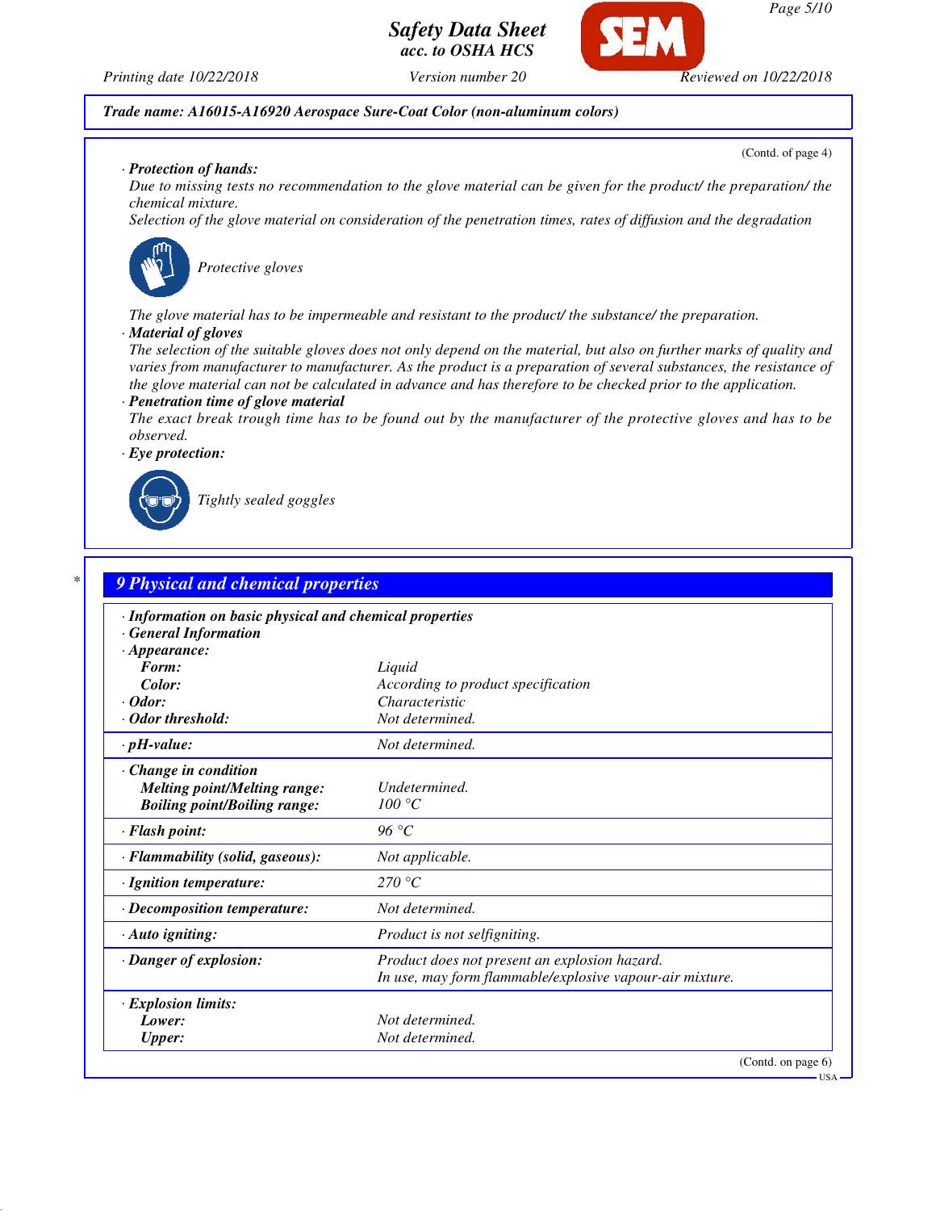**Trade name: A16015-A16920 Aerospace Sure-Coat Color (non-aluminum colors)**

(Contd. of page 4)

· **Protection of hands:**

Due to missing tests no recommendation to the glove material can be given for the product/ the preparation/ the chemical mixture.

Selection of the glove material on consideration of the penetration times, rates of diffusion and the degradation

Protective gloves

The glove material has to be impermeable and resistant to the product/ the substance/ the preparation.

· **Material of gloves**

The selection of the suitable gloves does not only depend on the material, but also on further marks of quality and varies from manufacturer to manufacturer. As the product is a preparation of several substances, the resistance of the glove material can not be calculated in advance and has therefore to be checked prior to the application.

· **Penetration time of glove material**

The exact break trough time has to be found out by the manufacturer of the protective gloves and has to be observed.

· **Eye protection:**

Tightly sealed goggles

## 9 Physical and chemical properties

| · Information on basic physical and chemical properties | |
|---|---|
| · General Information | |
| · Appearance: | |
| Form: | Liquid |
| Color: | According to product specification |
| · Odor: | Characteristic |
| · Odor threshold: | Not determined. |
| · pH-value: | Not determined. |
| · Change in condition | |
| Melting point/Melting range: | Undetermined. |
| Boiling point/Boiling range: | 100 °C |
| · Flash point: | 96 °C |
| · Flammability (solid, gaseous): | Not applicable. |
| · Ignition temperature: | 270 °C |
| · Decomposition temperature: | Not determined. |
| · Auto igniting: | Product is not selfigniting. |
| · Danger of explosion: | Product does not present an explosion hazard. In use, may form flammable/explosive vapour-air mixture. |
| · Explosion limits: | |
| Lower: | Not determined. |
| Upper: | Not determined. |

(Contd. on page 6)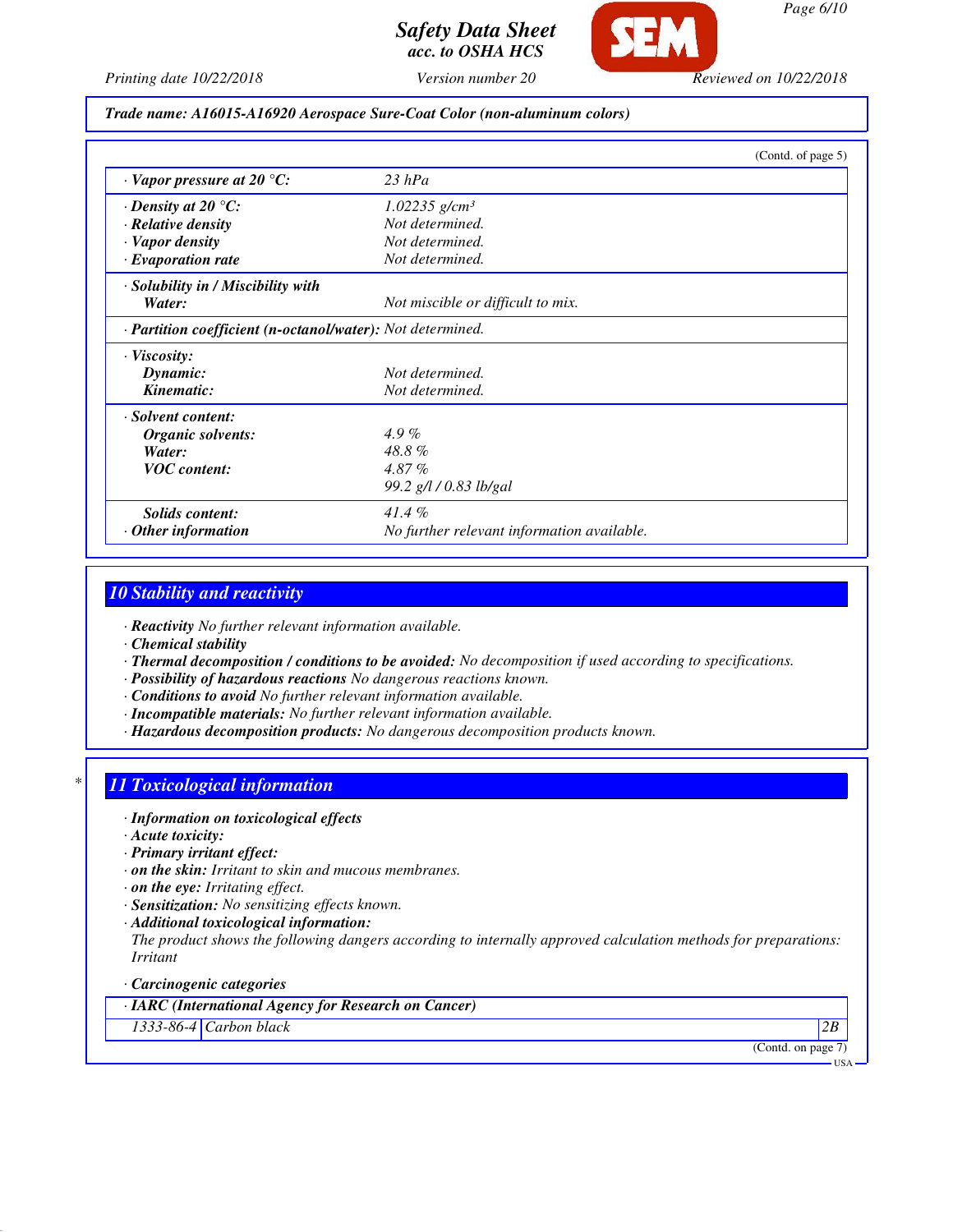**Trade name: A16015-A16920 Aerospace Sure-Coat Color (non-aluminum colors)**

(Contd. of page 5)

| | |
|---|---|
| · **Vapor pressure at 20 °C:** | 23 hPa |
| · **Density at 20 °C:** | 1.02235 g/cm³ |
| · **Relative density** | Not determined. |
| · **Vapor density** | Not determined. |
| · **Evaporation rate** | Not determined. |
| · **Solubility in / Miscibility with Water:** | Not miscible or difficult to mix. |
| · **Partition coefficient (n-octanol/water):** | Not determined. |
| · **Viscosity:** | |
| **Dynamic:** | Not determined. |
| **Kinematic:** | Not determined. |
| · **Solvent content:** | |
| **Organic solvents:** | 4.9 % |
| **Water:** | 48.8 % |
| **VOC content:** | 4.87 % |
| | 99.2 g/l / 0.83 lb/gal |
| **Solids content:** | 41.4 % |
| · **Other information** | No further relevant information available. |

## 10 Stability and reactivity

· **Reactivity** No further relevant information available.
· **Chemical stability**
· **Thermal decomposition / conditions to be avoided:** No decomposition if used according to specifications.
· **Possibility of hazardous reactions** No dangerous reactions known.
· **Conditions to avoid** No further relevant information available.
· **Incompatible materials:** No further relevant information available.
· **Hazardous decomposition products:** No dangerous decomposition products known.

## 11 Toxicological information

· **Information on toxicological effects**
· **Acute toxicity:**
· **Primary irritant effect:**
· **on the skin:** Irritant to skin and mucous membranes.
· **on the eye:** Irritating effect.
· **Sensitization:** No sensitizing effects known.
· **Additional toxicological information:**
The product shows the following dangers according to internally approved calculation methods for preparations: Irritant

· **Carcinogenic categories**

| · **IARC (International Agency for Research on Cancer)** | | |
|---|---|---|
| 1333-86-4 | Carbon black | 2B |

(Contd. on page 7)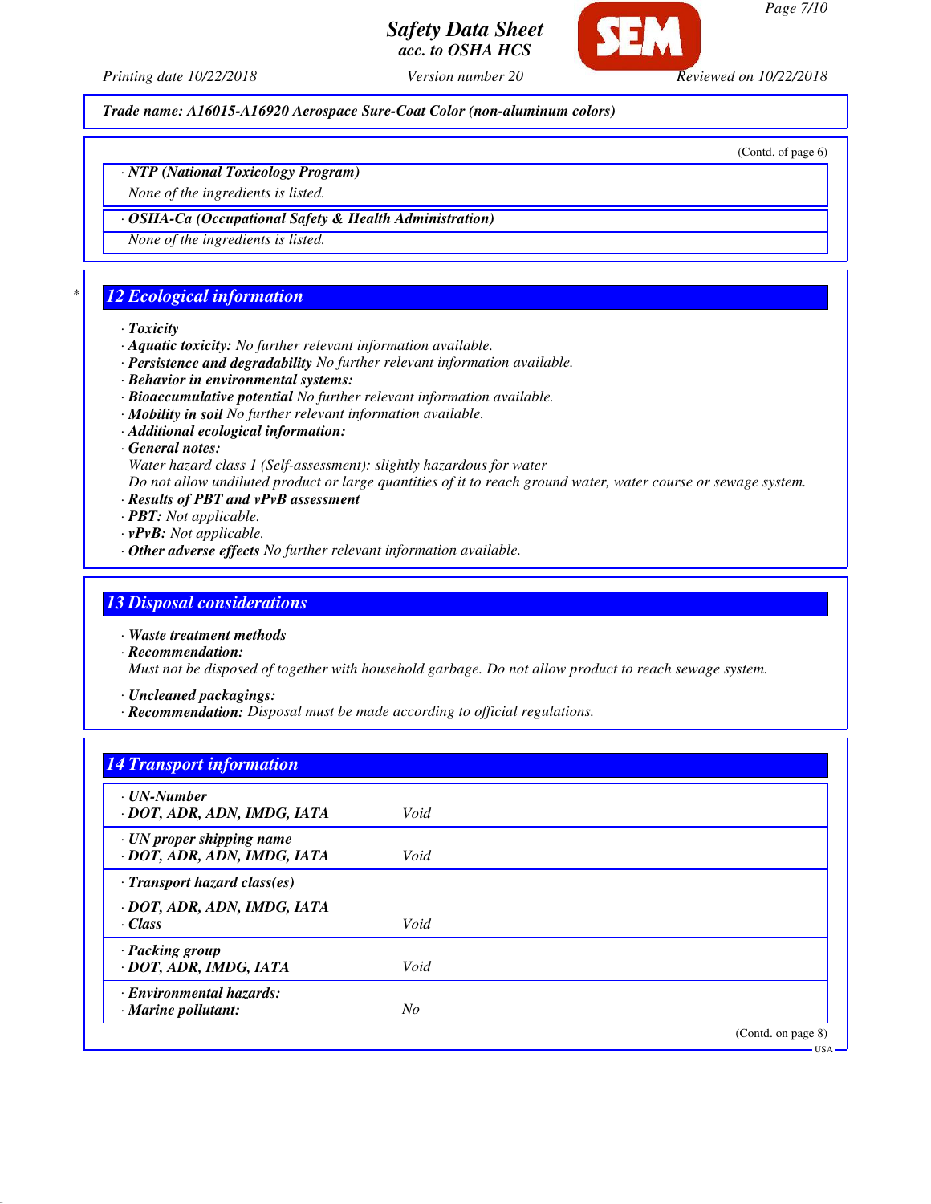Trade name: A16015-A16920 Aerospace Sure-Coat Color (non-aluminum colors)

(Contd. of page 6)

· **NTP (National Toxicology Program)**

None of the ingredients is listed.

· **OSHA-Ca (Occupational Safety & Health Administration)**

None of the ingredients is listed.

## 12 Ecological information

· **Toxicity**
· **Aquatic toxicity:** No further relevant information available.
· **Persistence and degradability** No further relevant information available.
· **Behavior in environmental systems:**
· **Bioaccumulative potential** No further relevant information available.
· **Mobility in soil** No further relevant information available.
· **Additional ecological information:**
· **General notes:**
Water hazard class 1 (Self-assessment): slightly hazardous for water
Do not allow undiluted product or large quantities of it to reach ground water, water course or sewage system.
· **Results of PBT and vPvB assessment**
· **PBT:** Not applicable.
· **vPvB:** Not applicable.
· **Other adverse effects** No further relevant information available.

## 13 Disposal considerations

· **Waste treatment methods**
· **Recommendation:**
Must not be disposed of together with household garbage. Do not allow product to reach sewage system.

· **Uncleaned packagings:**
· **Recommendation:** Disposal must be made according to official regulations.

## 14 Transport information

| | |
|---|---|
| · **UN-Number** | |
| · **DOT, ADR, ADN, IMDG, IATA** | Void |
| · **UN proper shipping name** | |
| · **DOT, ADR, ADN, IMDG, IATA** | Void |
| · **Transport hazard class(es)** | |
| · **DOT, ADR, ADN, IMDG, IATA** | |
| · **Class** | Void |
| · **Packing group** | |
| · **DOT, ADR, IMDG, IATA** | Void |
| · **Environmental hazards:** | |
| · **Marine pollutant:** | No |

(Contd. on page 8)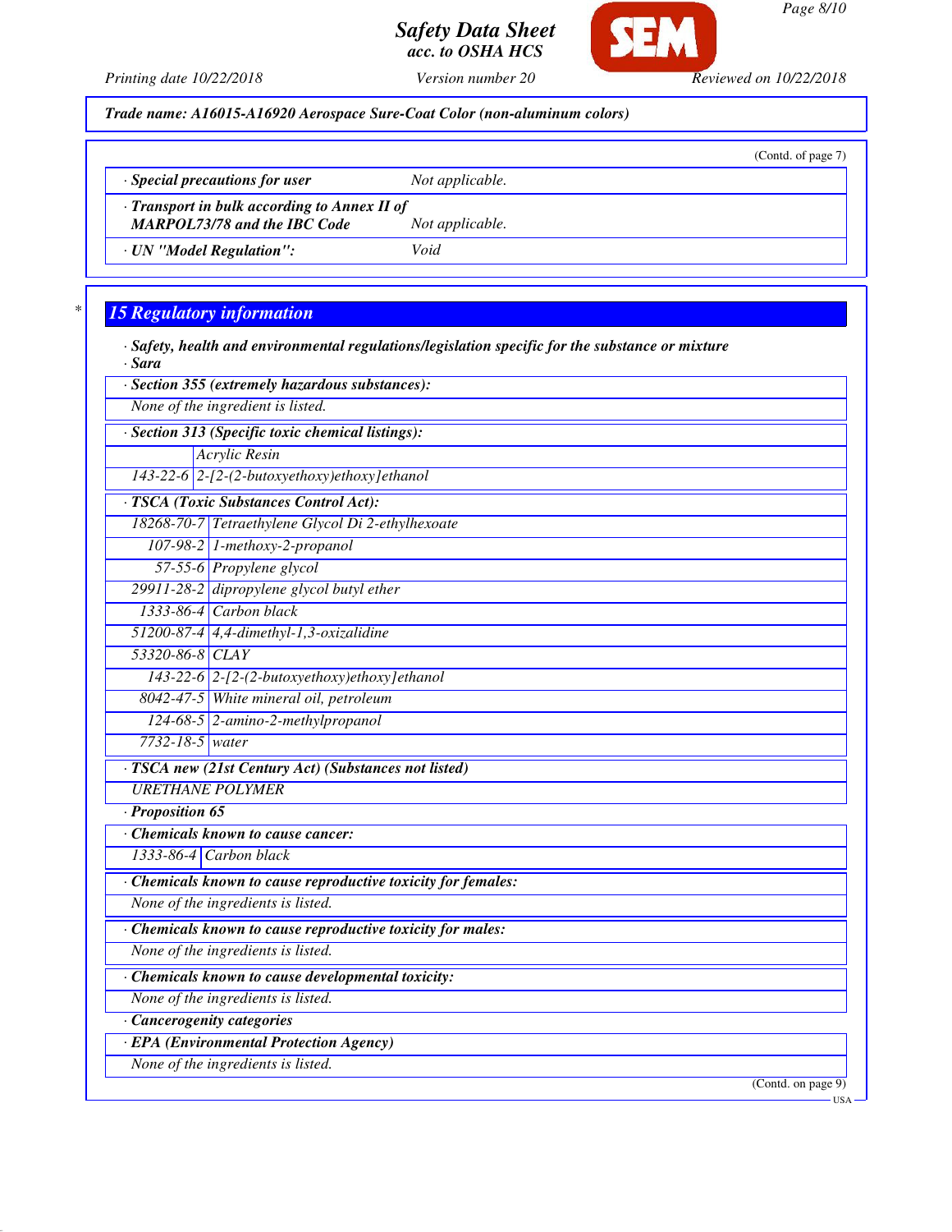Trade name: A16015-A16920 Aerospace Sure-Coat Color (non-aluminum colors)

(Contd. of page 7)

| | |
|---|---|
| · Special precautions for user | Not applicable. |
| · Transport in bulk according to Annex II of MARPOL73/78 and the IBC Code | Not applicable. |
| · UN "Model Regulation": | Void |

## 15 Regulatory information

· Safety, health and environmental regulations/legislation specific for the substance or mixture
· Sara

· Section 355 (extremely hazardous substances):

None of the ingredient is listed.

· Section 313 (Specific toxic chemical listings):

| | |
|---|---|
| | Acrylic Resin |
| 143-22-6 | 2-[2-(2-butoxyethoxy)ethoxy]ethanol |

· TSCA (Toxic Substances Control Act):

| | |
|---|---|
| 18268-70-7 | Tetraethylene Glycol Di 2-ethylhexoate |
| 107-98-2 | 1-methoxy-2-propanol |
| 57-55-6 | Propylene glycol |
| 29911-28-2 | dipropylene glycol butyl ether |
| 1333-86-4 | Carbon black |
| 51200-87-4 | 4,4-dimethyl-1,3-oxizalidine |
| 53320-86-8 | CLAY |
| 143-22-6 | 2-[2-(2-butoxyethoxy)ethoxy]ethanol |
| 8042-47-5 | White mineral oil, petroleum |
| 124-68-5 | 2-amino-2-methylpropanol |
| 7732-18-5 | water |

· TSCA new (21st Century Act) (Substances not listed)

URETHANE POLYMER

· Proposition 65

· Chemicals known to cause cancer:

| | |
|---|---|
| 1333-86-4 | Carbon black |

· Chemicals known to cause reproductive toxicity for females:

None of the ingredients is listed.

· Chemicals known to cause reproductive toxicity for males:

None of the ingredients is listed.

· Chemicals known to cause developmental toxicity:

None of the ingredients is listed.

· Cancerogenity categories

· EPA (Environmental Protection Agency)

None of the ingredients is listed.

(Contd. on page 9)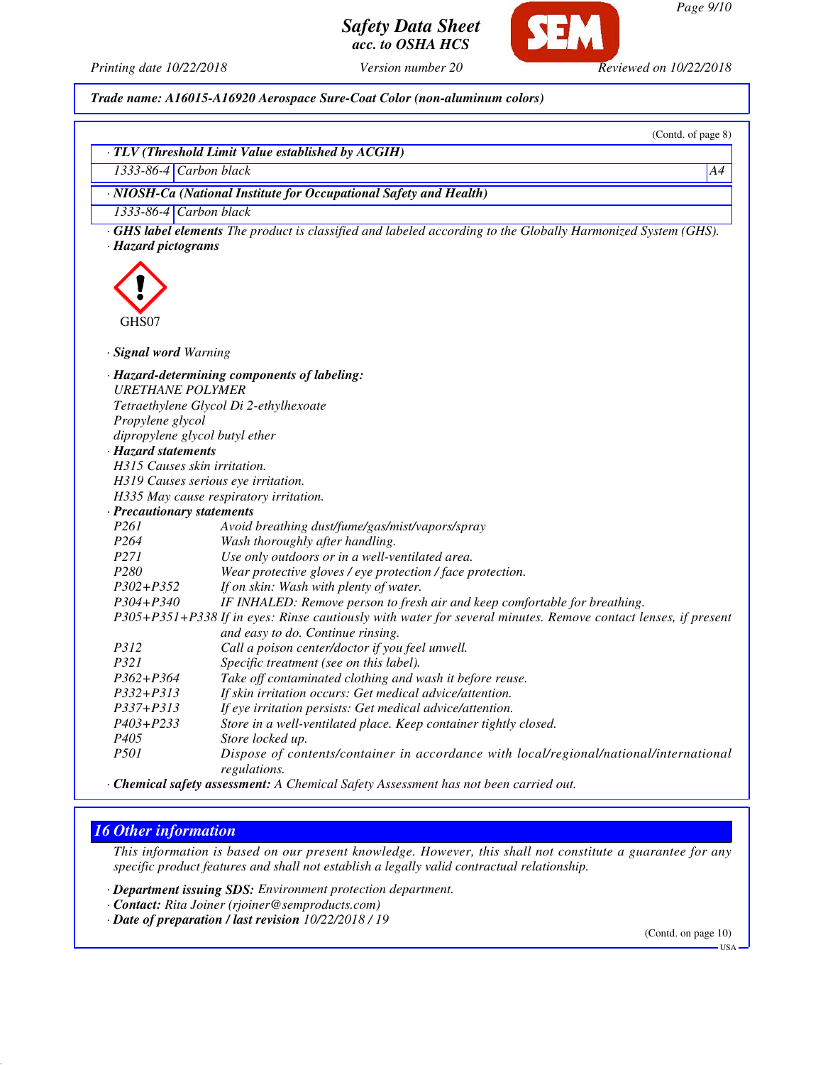*Trade name: A16015-A16920 Aerospace Sure-Coat Color (non-aluminum colors)*

(Contd. of page 8)

**· TLV (Threshold Limit Value established by ACGIH)**

| | | |
|---|---|---|
| 1333-86-4 | Carbon black | A4 |

**· NIOSH-Ca (National Institute for Occupational Safety and Health)**

| | |
|---|---|
| 1333-86-4 | Carbon black |

· **GHS label elements** The product is classified and labeled according to the Globally Harmonized System (GHS).

· **Hazard pictograms**

GHS07

· **Signal word** Warning

· **Hazard-determining components of labeling:**
URETHANE POLYMER
Tetraethylene Glycol Di 2-ethylhexoate
Propylene glycol
dipropylene glycol butyl ether

· **Hazard statements**
H315 Causes skin irritation.
H319 Causes serious eye irritation.
H335 May cause respiratory irritation.

· **Precautionary statements**

| | |
|---|---|
| P261 | Avoid breathing dust/fume/gas/mist/vapors/spray |
| P264 | Wash thoroughly after handling. |
| P271 | Use only outdoors or in a well-ventilated area. |
| P280 | Wear protective gloves / eye protection / face protection. |
| P302+P352 | If on skin: Wash with plenty of water. |
| P304+P340 | IF INHALED: Remove person to fresh air and keep comfortable for breathing. |
| P305+P351+P338 | If in eyes: Rinse cautiously with water for several minutes. Remove contact lenses, if present and easy to do. Continue rinsing. |
| P312 | Call a poison center/doctor if you feel unwell. |
| P321 | Specific treatment (see on this label). |
| P362+P364 | Take off contaminated clothing and wash it before reuse. |
| P332+P313 | If skin irritation occurs: Get medical advice/attention. |
| P337+P313 | If eye irritation persists: Get medical advice/attention. |
| P403+P233 | Store in a well-ventilated place. Keep container tightly closed. |
| P405 | Store locked up. |
| P501 | Dispose of contents/container in accordance with local/regional/national/international regulations. |

· **Chemical safety assessment:** A Chemical Safety Assessment has not been carried out.

## 16 Other information

This information is based on our present knowledge. However, this shall not constitute a guarantee for any specific product features and shall not establish a legally valid contractual relationship.

· **Department issuing SDS:** Environment protection department.
· **Contact:** Rita Joiner (rjoiner@semproducts.com)
· **Date of preparation / last revision** 10/22/2018 / 19

(Contd. on page 10)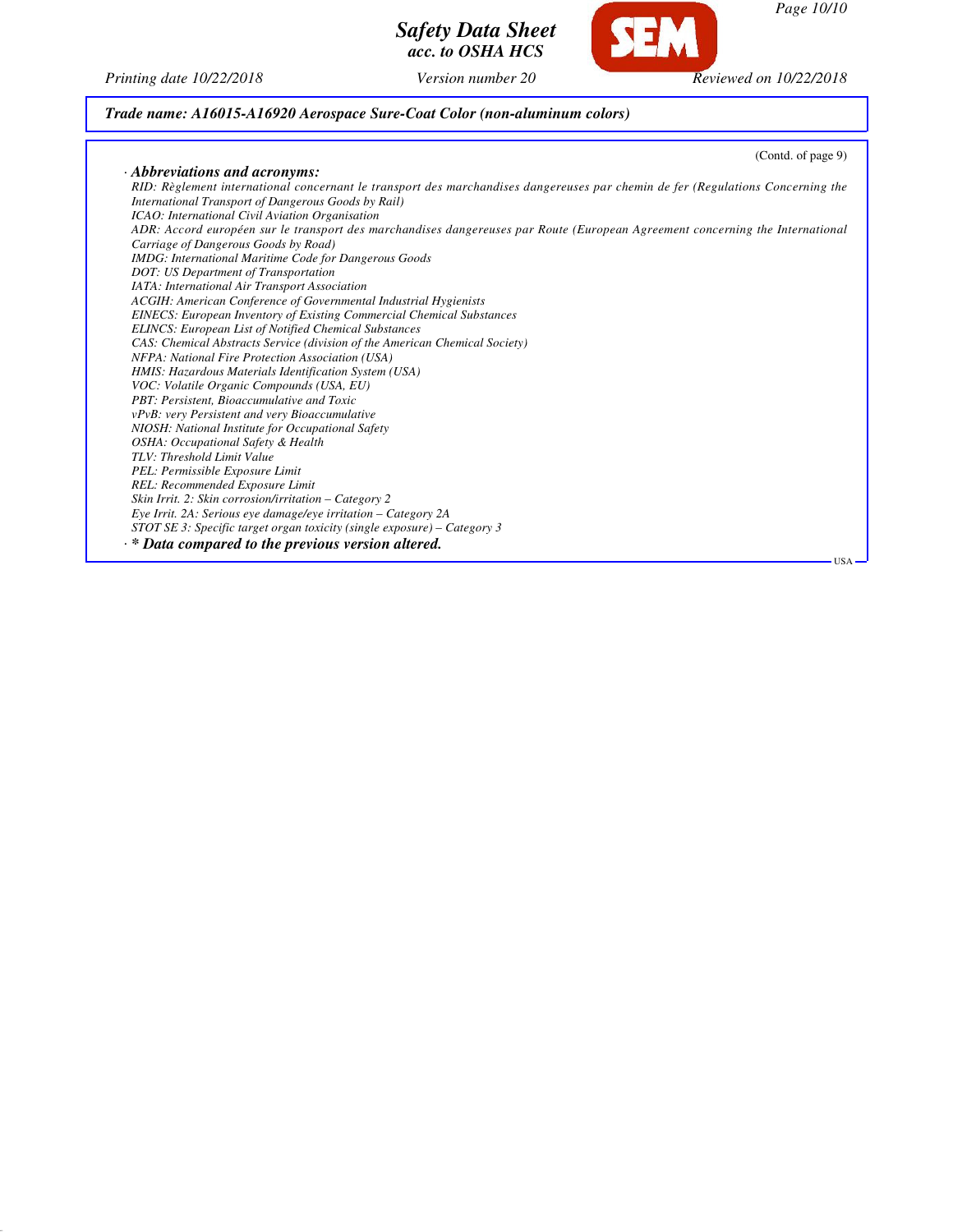(Contd. of page 9)

· ***Abbreviations and acronyms:***

*RID: Règlement international concernant le transport des marchandises dangereuses par chemin de fer (Regulations Concerning the International Transport of Dangerous Goods by Rail)*
*ICAO: International Civil Aviation Organisation*
*ADR: Accord européen sur le transport des marchandises dangereuses par Route (European Agreement concerning the International Carriage of Dangerous Goods by Road)*
*IMDG: International Maritime Code for Dangerous Goods*
*DOT: US Department of Transportation*
*IATA: International Air Transport Association*
*ACGIH: American Conference of Governmental Industrial Hygienists*
*EINECS: European Inventory of Existing Commercial Chemical Substances*
*ELINCS: European List of Notified Chemical Substances*
*CAS: Chemical Abstracts Service (division of the American Chemical Society)*
*NFPA: National Fire Protection Association (USA)*
*HMIS: Hazardous Materials Identification System (USA)*
*VOC: Volatile Organic Compounds (USA, EU)*
*PBT: Persistent, Bioaccumulative and Toxic*
*vPvB: very Persistent and very Bioaccumulative*
*NIOSH: National Institute for Occupational Safety*
*OSHA: Occupational Safety & Health*
*TLV: Threshold Limit Value*
*PEL: Permissible Exposure Limit*
*REL: Recommended Exposure Limit*
*Skin Irrit. 2: Skin corrosion/irritation – Category 2*
*Eye Irrit. 2A: Serious eye damage/eye irritation – Category 2A*
*STOT SE 3: Specific target organ toxicity (single exposure) – Category 3*

· ***\* Data compared to the previous version altered.***

USA